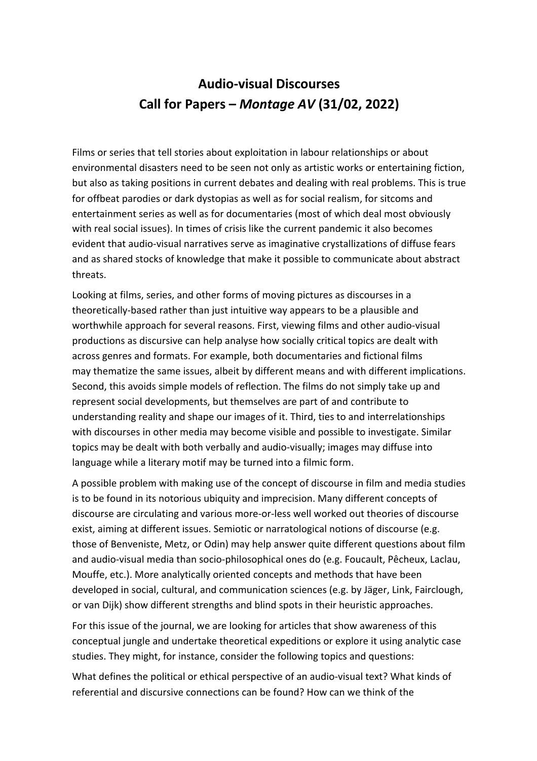# Audio-visual Discourses
# Call for Papers – *Montage AV* (31/02, 2022)

Films or series that tell stories about exploitation in labour relationships or about environmental disasters need to be seen not only as artistic works or entertaining fiction, but also as taking positions in current debates and dealing with real problems. This is true for offbeat parodies or dark dystopias as well as for social realism, for sitcoms and entertainment series as well as for documentaries (most of which deal most obviously with real social issues). In times of crisis like the current pandemic it also becomes evident that audio-visual narratives serve as imaginative crystallizations of diffuse fears and as shared stocks of knowledge that make it possible to communicate about abstract threats.

Looking at films, series, and other forms of moving pictures as discourses in a theoretically-based rather than just intuitive way appears to be a plausible and worthwhile approach for several reasons. First, viewing films and other audio-visual productions as discursive can help analyse how socially critical topics are dealt with across genres and formats. For example, both documentaries and fictional films may thematize the same issues, albeit by different means and with different implications. Second, this avoids simple models of reflection. The films do not simply take up and represent social developments, but themselves are part of and contribute to understanding reality and shape our images of it. Third, ties to and interrelationships with discourses in other media may become visible and possible to investigate. Similar topics may be dealt with both verbally and audio-visually; images may diffuse into language while a literary motif may be turned into a filmic form.

A possible problem with making use of the concept of discourse in film and media studies is to be found in its notorious ubiquity and imprecision. Many different concepts of discourse are circulating and various more-or-less well worked out theories of discourse exist, aiming at different issues. Semiotic or narratological notions of discourse (e.g. those of Benveniste, Metz, or Odin) may help answer quite different questions about film and audio-visual media than socio-philosophical ones do (e.g. Foucault, Pêcheux, Laclau, Mouffe, etc.). More analytically oriented concepts and methods that have been developed in social, cultural, and communication sciences (e.g. by Jäger, Link, Fairclough, or van Dijk) show different strengths and blind spots in their heuristic approaches.

For this issue of the journal, we are looking for articles that show awareness of this conceptual jungle and undertake theoretical expeditions or explore it using analytic case studies. They might, for instance, consider the following topics and questions:

What defines the political or ethical perspective of an audio-visual text? What kinds of referential and discursive connections can be found? How can we think of the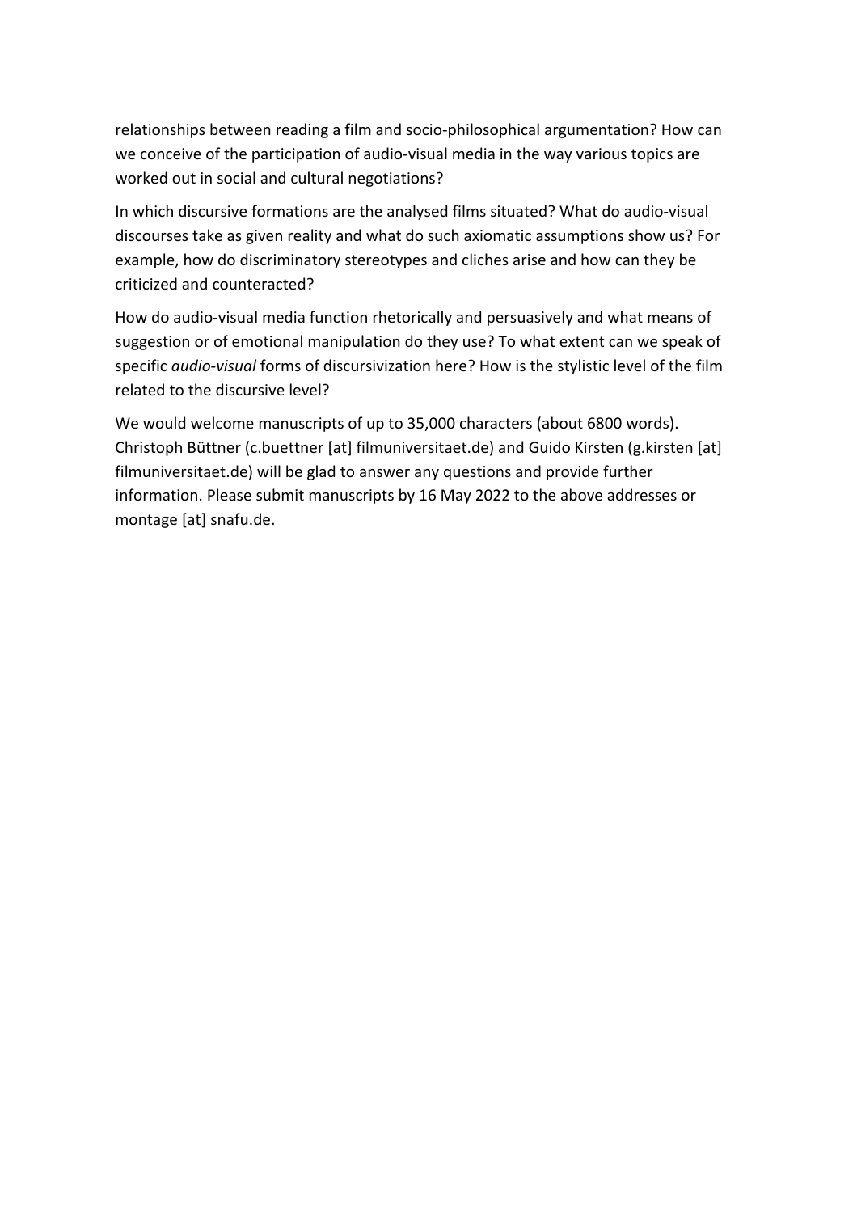relationships between reading a film and socio-philosophical argumentation? How can we conceive of the participation of audio-visual media in the way various topics are worked out in social and cultural negotiations?

In which discursive formations are the analysed films situated? What do audio-visual discourses take as given reality and what do such axiomatic assumptions show us? For example, how do discriminatory stereotypes and cliches arise and how can they be criticized and counteracted?

How do audio-visual media function rhetorically and persuasively and what means of suggestion or of emotional manipulation do they use? To what extent can we speak of specific *audio-visual* forms of discursivization here? How is the stylistic level of the film related to the discursive level?

We would welcome manuscripts of up to 35,000 characters (about 6800 words). Christoph Büttner (c.buettner [at] filmuniversitaet.de) and Guido Kirsten (g.kirsten [at] filmuniversitaet.de) will be glad to answer any questions and provide further information. Please submit manuscripts by 16 May 2022 to the above addresses or montage [at] snafu.de.